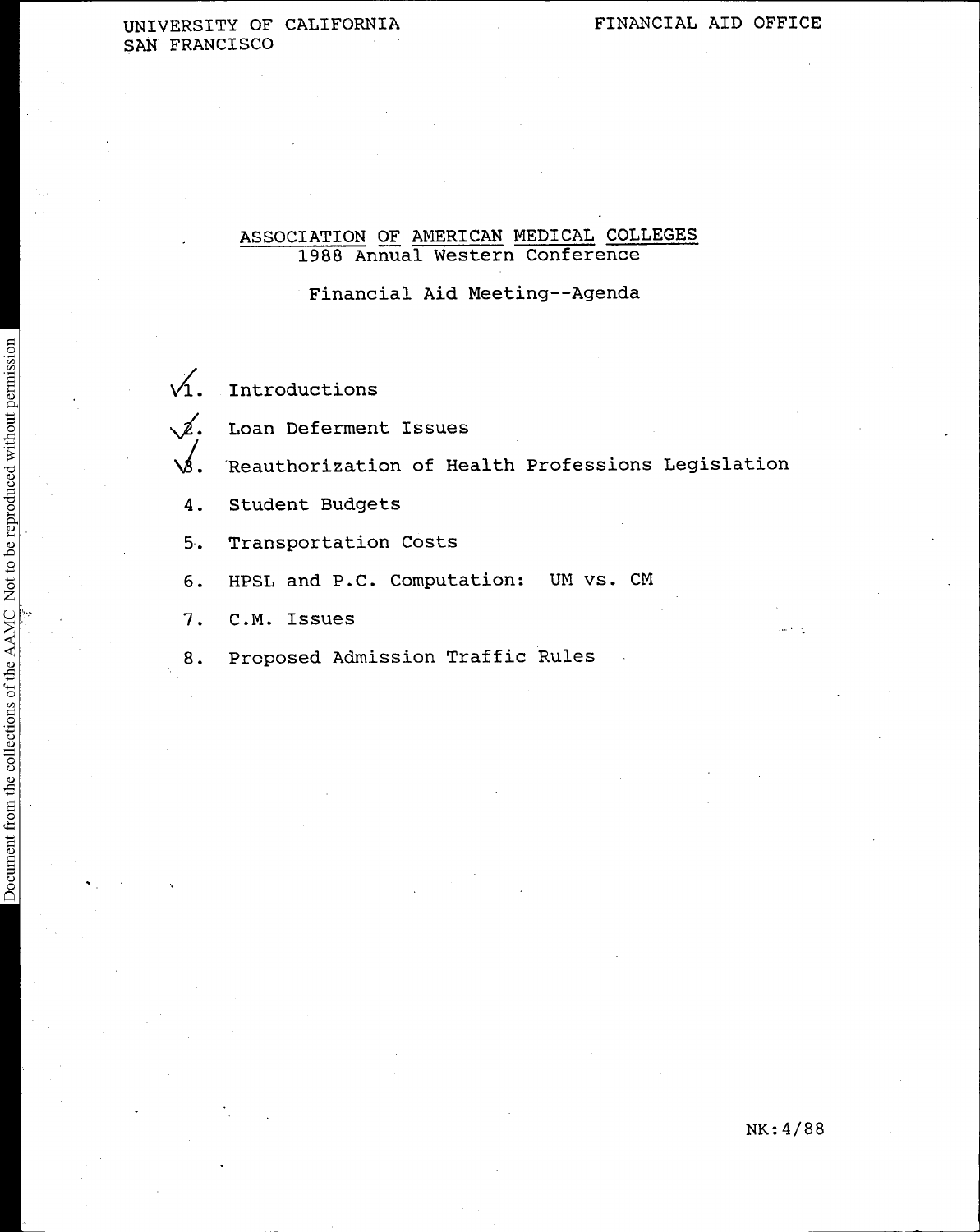UNIVERSITY OF CALIFORNIA
SAN FRANCISCO

FINANCIAL AID OFFICE

# ASSOCIATION OF AMERICAN MEDICAL COLLEGES
## 1988 Annual Western Conference

### Financial Aid Meeting--Agenda

1. Introductions
2. Loan Deferment Issues
3. Reauthorization of Health Professions Legislation
4. Student Budgets
5. Transportation Costs
6. HPSL and P.C. Computation: UM vs. CM
7. C.M. Issues
8. Proposed Admission Traffic Rules

NK:4/88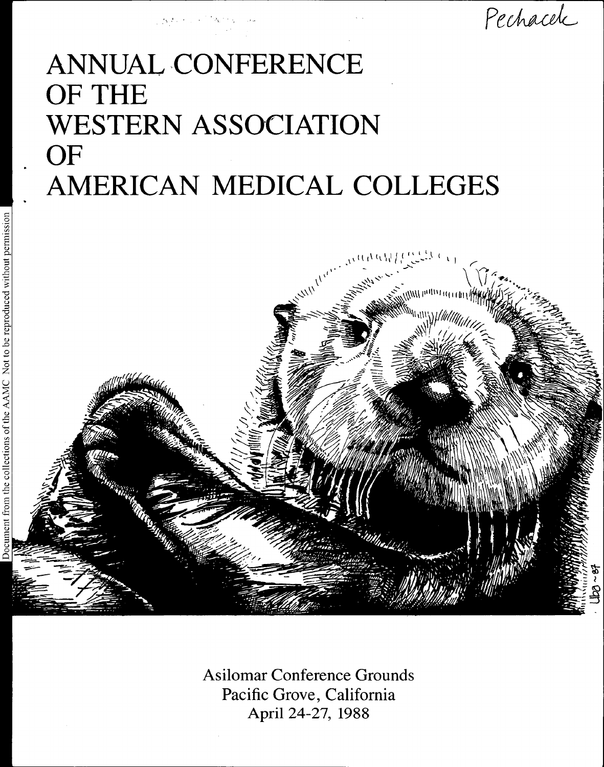Pechacek

# ANNUAL CONFERENCE OF THE WESTERN ASSOCIATION OF AMERICAN MEDICAL COLLEGES

Asilomar Conference Grounds
Pacific Grove, California
April 24-27, 1988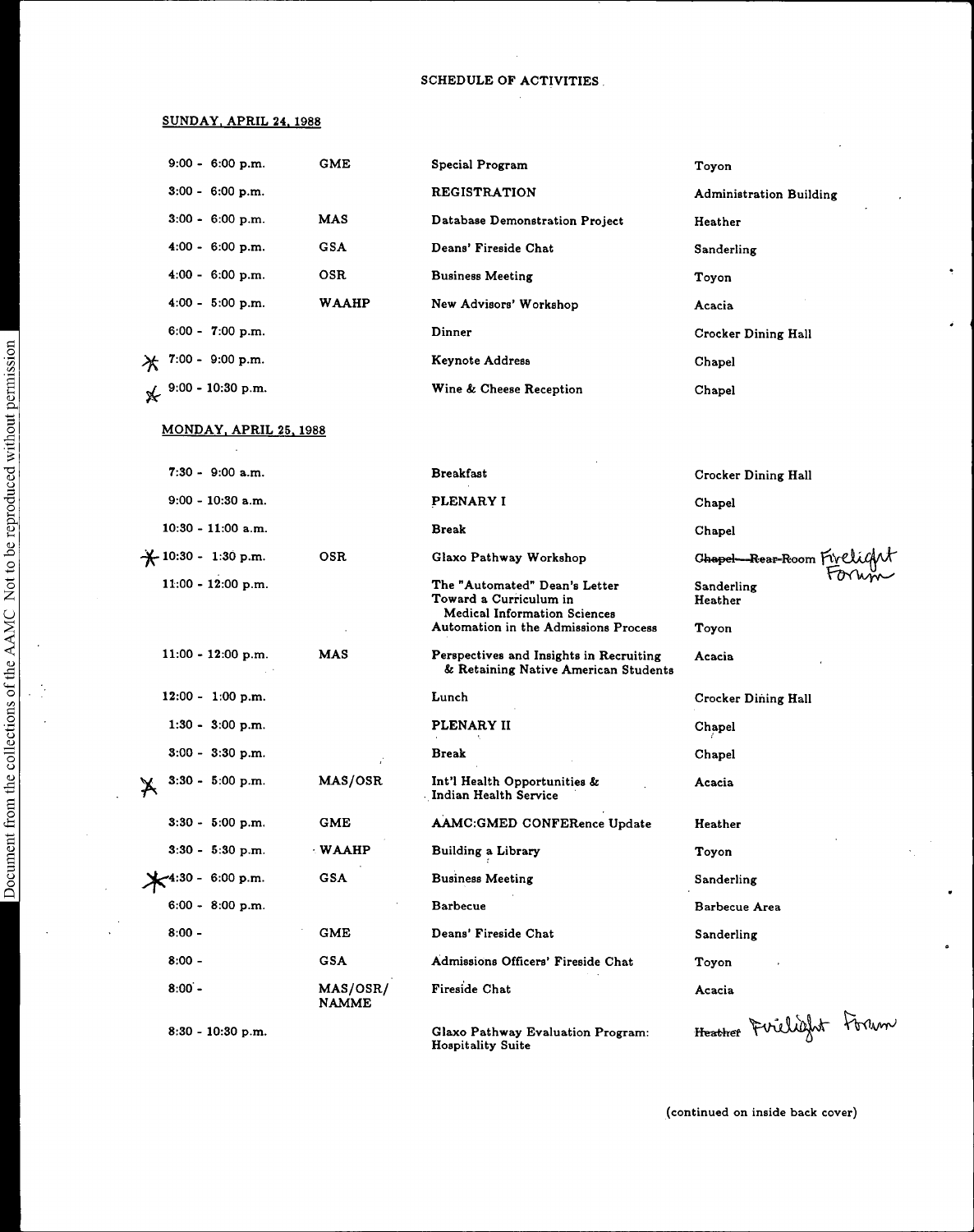# SCHEDULE OF ACTIVITIES

## SUNDAY, APRIL 24, 1988

| Time | Group | Activity | Location |
|---|---|---|---|
| 9:00 - 6:00 p.m. | GME | Special Program | Toyon |
| 3:00 - 6:00 p.m. | | REGISTRATION | Administration Building |
| 3:00 - 6:00 p.m. | MAS | Database Demonstration Project | Heather |
| 4:00 - 6:00 p.m. | GSA | Deans' Fireside Chat | Sanderling |
| 4:00 - 6:00 p.m. | OSR | Business Meeting | Toyon |
| 4:00 - 5:00 p.m. | WAAHP | New Advisors' Workshop | Acacia |
| 6:00 - 7:00 p.m. | | Dinner | Crocker Dining Hall |
| * 7:00 - 9:00 p.m. | | Keynote Address | Chapel |
| * 9:00 - 10:30 p.m. | | Wine & Cheese Reception | Chapel |

## MONDAY, APRIL 25, 1988

| Time | Group | Activity | Location |
|---|---|---|---|
| 7:30 - 9:00 a.m. | | Breakfast | Crocker Dining Hall |
| 9:00 - 10:30 a.m. | | PLENARY I | Chapel |
| 10:30 - 11:00 a.m. | | Break | Chapel |
| * 10:30 - 1:30 p.m. | OSR | Glaxo Pathway Workshop | ~~Chapel—Rear Room~~ Firelight Forum |
| 11:00 - 12:00 p.m. | | The "Automated" Dean's Letter | Sanderling |
| | | Toward a Curriculum in Medical Information Sciences | Heather |
| | | Automation in the Admissions Process | Toyon |
| 11:00 - 12:00 p.m. | MAS | Perspectives and Insights in Recruiting & Retaining Native American Students | Acacia |
| 12:00 - 1:00 p.m. | | Lunch | Crocker Dining Hall |
| 1:30 - 3:00 p.m. | | PLENARY II | Chapel |
| 3:00 - 3:30 p.m. | | Break | Chapel |
| * 3:30 - 5:00 p.m. | MAS/OSR | Int'l Health Opportunities & Indian Health Service | Acacia |
| 3:30 - 5:00 p.m. | GME | AAMC:GMED CONFERence Update | Heather |
| 3:30 - 5:30 p.m. | WAAHP | Building a Library | Toyon |
| * 4:30 - 6:00 p.m. | GSA | Business Meeting | Sanderling |
| 6:00 - 8:00 p.m. | | Barbecue | Barbecue Area |
| 8:00 - | GME | Deans' Fireside Chat | Sanderling |
| 8:00 - | GSA | Admissions Officers' Fireside Chat | Toyon |
| 8:00 - | MAS/OSR/NAMME | Fireside Chat | Acacia |
| 8:30 - 10:30 p.m. | | Glaxo Pathway Evaluation Program: Hospitality Suite | ~~Heather~~ Firelight Forum |

(continued on inside back cover)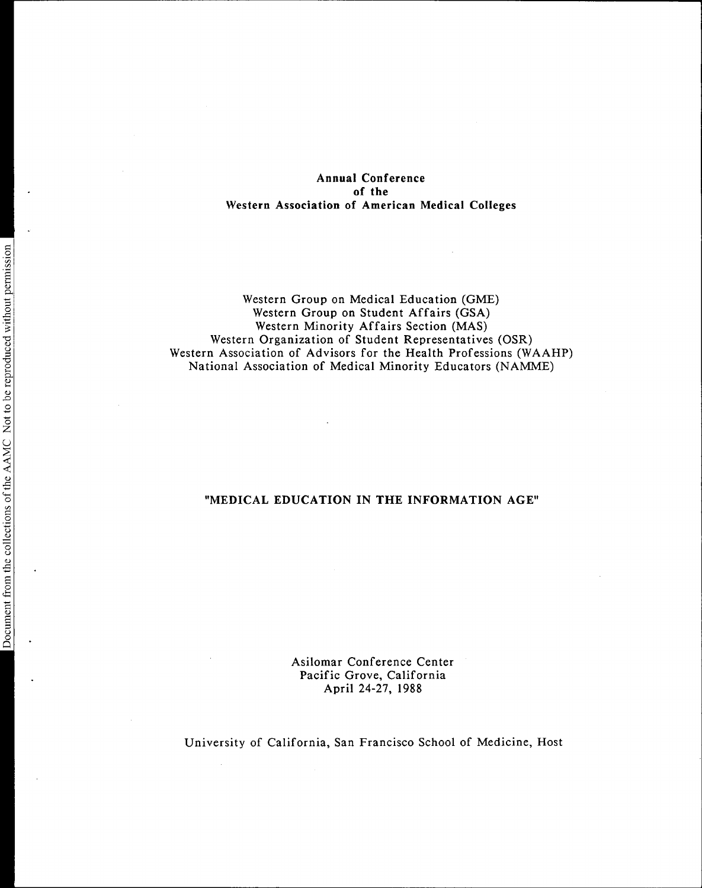**Annual Conference**
**of the**
**Western Association of American Medical Colleges**

Western Group on Medical Education (GME)
Western Group on Student Affairs (GSA)
Western Minority Affairs Section (MAS)
Western Organization of Student Representatives (OSR)
Western Association of Advisors for the Health Professions (WAAHP)
National Association of Medical Minority Educators (NAMME)

# "MEDICAL EDUCATION IN THE INFORMATION AGE"

Asilomar Conference Center
Pacific Grove, California
April 24-27, 1988

University of California, San Francisco School of Medicine, Host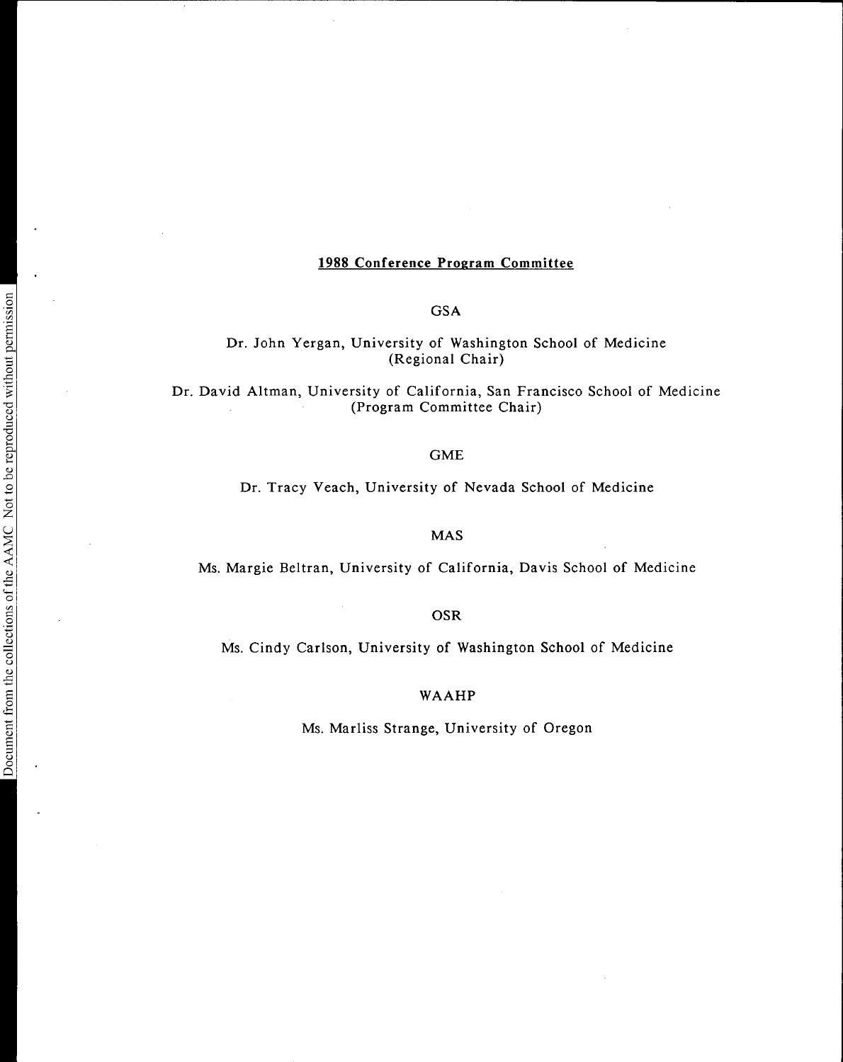## 1988 Conference Program Committee

GSA

Dr. John Yergan, University of Washington School of Medicine
(Regional Chair)

Dr. David Altman, University of California, San Francisco School of Medicine
(Program Committee Chair)

GME

Dr. Tracy Veach, University of Nevada School of Medicine

MAS

Ms. Margie Beltran, University of California, Davis School of Medicine

OSR

Ms. Cindy Carlson, University of Washington School of Medicine

WAAHP

Ms. Marliss Strange, University of Oregon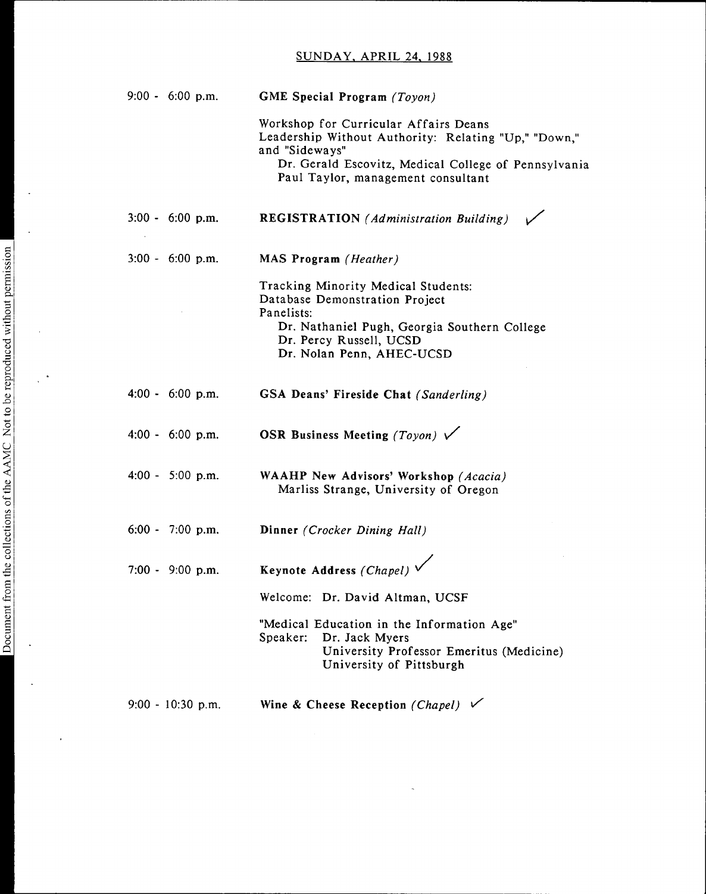## SUNDAY, APRIL 24, 1988

9:00 - 6:00 p.m. **GME Special Program** *(Toyon)*

Workshop for Curricular Affairs Deans
Leadership Without Authority: Relating "Up," "Down," and "Sideways"
Dr. Gerald Escovitz, Medical College of Pennsylvania
Paul Taylor, management consultant

3:00 - 6:00 p.m. **REGISTRATION** *(Administration Building)* ✓

3:00 - 6:00 p.m. **MAS Program** *(Heather)*

Tracking Minority Medical Students:
Database Demonstration Project
Panelists:
Dr. Nathaniel Pugh, Georgia Southern College
Dr. Percy Russell, UCSD
Dr. Nolan Penn, AHEC-UCSD

4:00 - 6:00 p.m. **GSA Deans' Fireside Chat** *(Sanderling)*

4:00 - 6:00 p.m. **OSR Business Meeting** *(Toyon)* ✓

4:00 - 5:00 p.m. **WAAHP New Advisors' Workshop** *(Acacia)*
Marliss Strange, University of Oregon

6:00 - 7:00 p.m. **Dinner** *(Crocker Dining Hall)*

7:00 - 9:00 p.m. **Keynote Address** *(Chapel)* ✓

Welcome: Dr. David Altman, UCSF

"Medical Education in the Information Age"
Speaker: Dr. Jack Myers
University Professor Emeritus (Medicine)
University of Pittsburgh

9:00 - 10:30 p.m. **Wine & Cheese Reception** *(Chapel)* ✓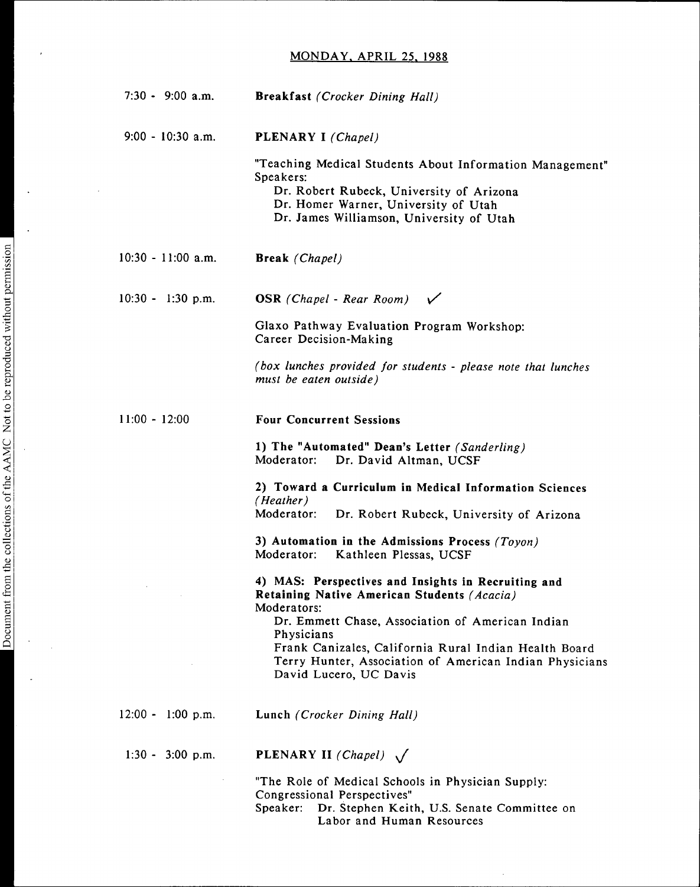## MONDAY, APRIL 25, 1988

**7:30 - 9:00 a.m.** **Breakfast** *(Crocker Dining Hall)*

**9:00 - 10:30 a.m.** **PLENARY I** *(Chapel)*

"Teaching Medical Students About Information Management"
Speakers:
- Dr. Robert Rubeck, University of Arizona
- Dr. Homer Warner, University of Utah
- Dr. James Williamson, University of Utah

**10:30 - 11:00 a.m.** **Break** *(Chapel)*

**10:30 - 1:30 p.m.** **OSR** *(Chapel - Rear Room)* ✓

Glaxo Pathway Evaluation Program Workshop:
Career Decision-Making

*(box lunches provided for students - please note that lunches must be eaten outside)*

**11:00 - 12:00** **Four Concurrent Sessions**

1) **The "Automated" Dean's Letter** *(Sanderling)*
Moderator: Dr. David Altman, UCSF

2) **Toward a Curriculum in Medical Information Sciences** *(Heather)*
Moderator: Dr. Robert Rubeck, University of Arizona

3) **Automation in the Admissions Process** *(Toyon)*
Moderator: Kathleen Plessas, UCSF

4) **MAS: Perspectives and Insights in Recruiting and Retaining Native American Students** *(Acacia)*
Moderators:
- Dr. Emmett Chase, Association of American Indian Physicians
- Frank Canizales, California Rural Indian Health Board
- Terry Hunter, Association of American Indian Physicians
- David Lucero, UC Davis

**12:00 - 1:00 p.m.** **Lunch** *(Crocker Dining Hall)*

**1:30 - 3:00 p.m.** **PLENARY II** *(Chapel)* ✓

"The Role of Medical Schools in Physician Supply: Congressional Perspectives"
Speaker: Dr. Stephen Keith, U.S. Senate Committee on Labor and Human Resources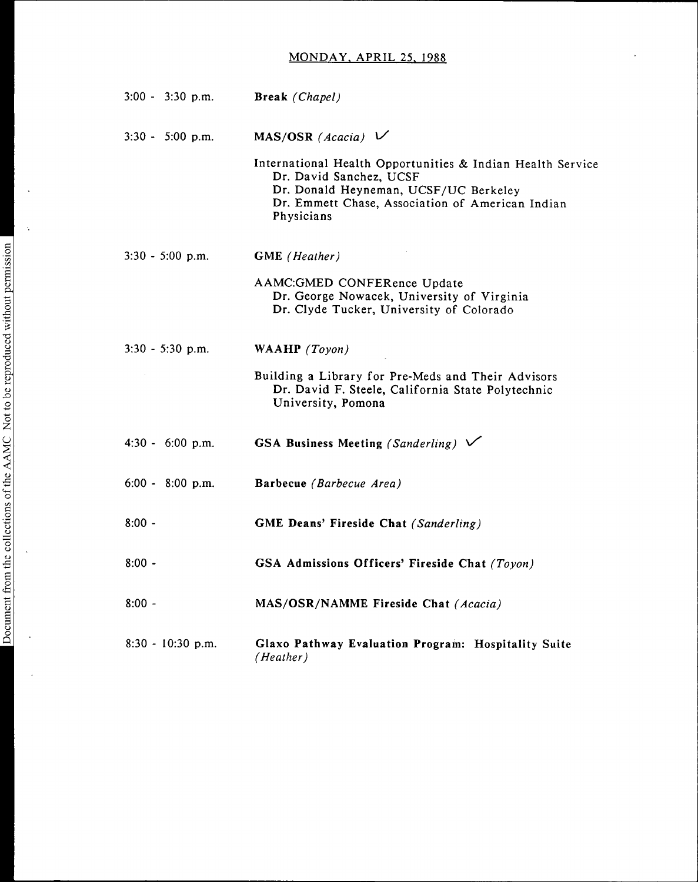## MONDAY, APRIL 25, 1988

3:00 - 3:30 p.m. **Break** *(Chapel)*

3:30 - 5:00 p.m. **MAS/OSR** *(Acacia)* ✓

International Health Opportunities & Indian Health Service
- Dr. David Sanchez, UCSF
- Dr. Donald Heyneman, UCSF/UC Berkeley
- Dr. Emmett Chase, Association of American Indian Physicians

3:30 - 5:00 p.m. **GME** *(Heather)*

AAMC:GMED CONFERence Update
- Dr. George Nowacek, University of Virginia
- Dr. Clyde Tucker, University of Colorado

3:30 - 5:30 p.m. **WAAHP** *(Toyon)*

Building a Library for Pre-Meds and Their Advisors
- Dr. David F. Steele, California State Polytechnic University, Pomona

4:30 - 6:00 p.m. **GSA Business Meeting** *(Sanderling)* ✓

6:00 - 8:00 p.m. **Barbecue** *(Barbecue Area)*

8:00 - **GME Deans' Fireside Chat** *(Sanderling)*

8:00 - **GSA Admissions Officers' Fireside Chat** *(Toyon)*

8:00 - **MAS/OSR/NAMME Fireside Chat** *(Acacia)*

8:30 - 10:30 p.m. **Glaxo Pathway Evaluation Program: Hospitality Suite** *(Heather)*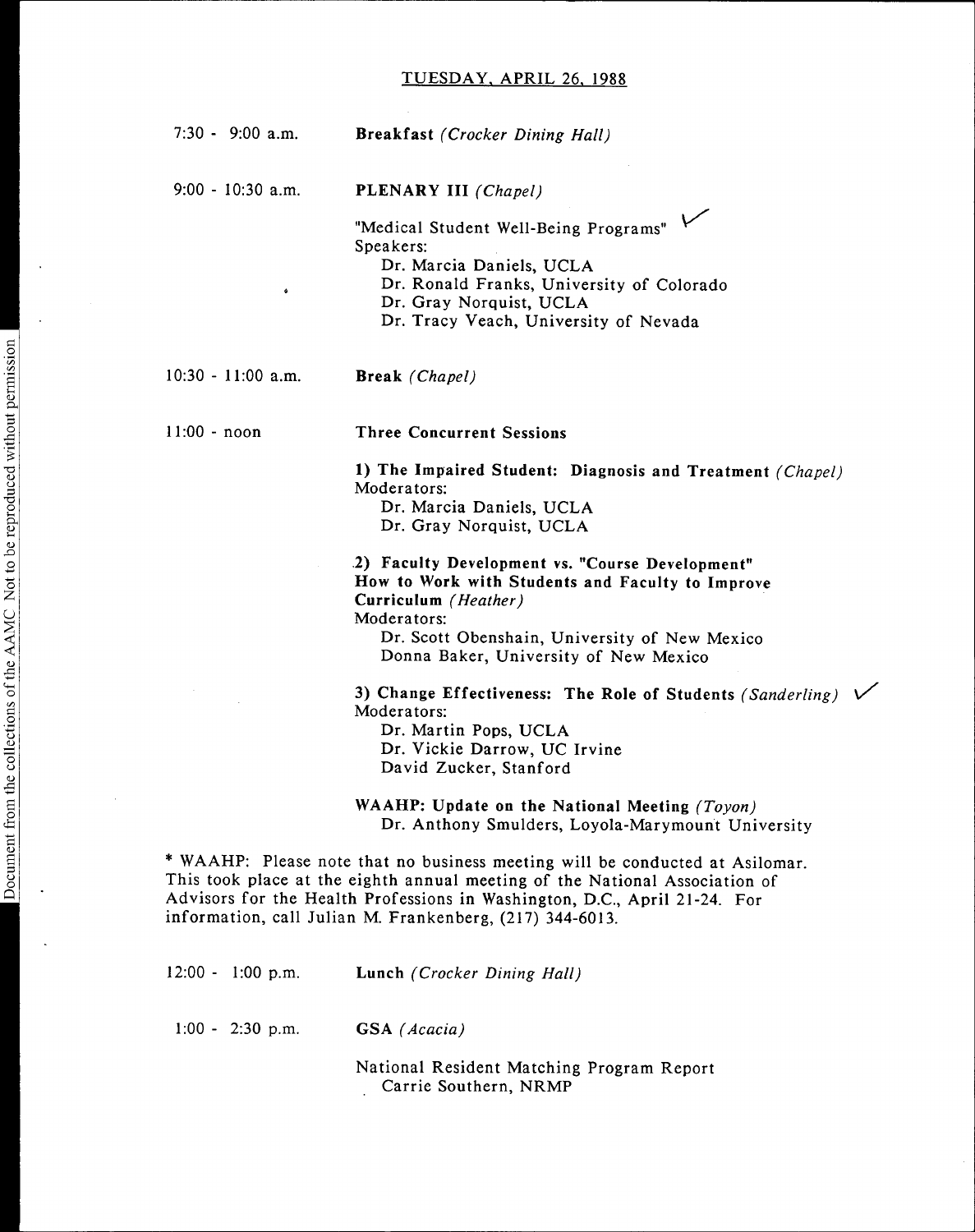## TUESDAY, APRIL 26, 1988

7:30 - 9:00 a.m. **Breakfast** *(Crocker Dining Hall)*

9:00 - 10:30 a.m. **PLENARY III** *(Chapel)*

"Medical Student Well-Being Programs" ✓
Speakers:
Dr. Marcia Daniels, UCLA
Dr. Ronald Franks, University of Colorado
Dr. Gray Norquist, UCLA
Dr. Tracy Veach, University of Nevada

10:30 - 11:00 a.m. **Break** *(Chapel)*

11:00 - noon **Three Concurrent Sessions**

**1) The Impaired Student: Diagnosis and Treatment** *(Chapel)*
Moderators:
Dr. Marcia Daniels, UCLA
Dr. Gray Norquist, UCLA

**2) Faculty Development vs. "Course Development" How to Work with Students and Faculty to Improve Curriculum** *(Heather)*
Moderators:
Dr. Scott Obenshain, University of New Mexico
Donna Baker, University of New Mexico

**3) Change Effectiveness: The Role of Students** *(Sanderling)* ✓
Moderators:
Dr. Martin Pops, UCLA
Dr. Vickie Darrow, UC Irvine
David Zucker, Stanford

**WAAHP: Update on the National Meeting** *(Toyon)*
Dr. Anthony Smulders, Loyola-Marymount University

* WAAHP: Please note that no business meeting will be conducted at Asilomar. This took place at the eighth annual meeting of the National Association of Advisors for the Health Professions in Washington, D.C., April 21-24. For information, call Julian M. Frankenberg, (217) 344-6013.

12:00 - 1:00 p.m. **Lunch** *(Crocker Dining Hall)*

1:00 - 2:30 p.m. **GSA** *(Acacia)*

National Resident Matching Program Report
Carrie Southern, NRMP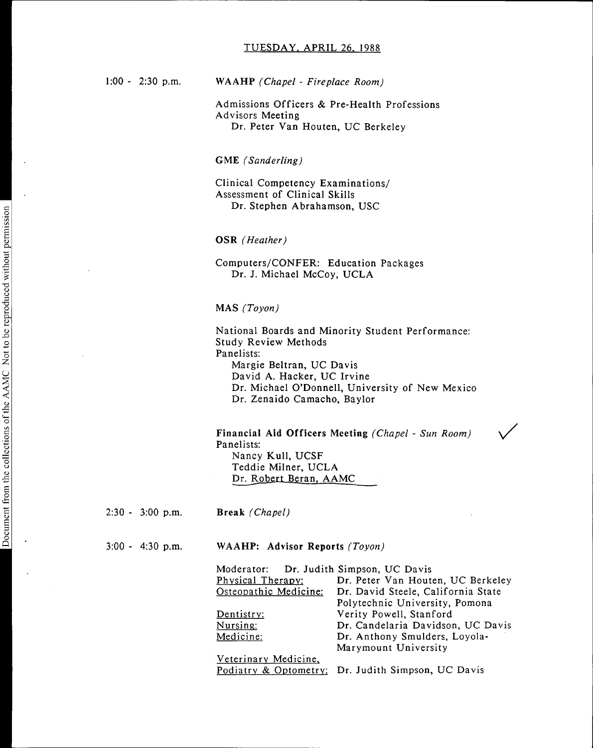## TUESDAY, APRIL 26, 1988

**1:00 - 2:30 p.m.**

**WAAHP** *(Chapel - Fireplace Room)*

Admissions Officers & Pre-Health Professions Advisors Meeting
Dr. Peter Van Houten, UC Berkeley

**GME** *(Sanderling)*

Clinical Competency Examinations/ Assessment of Clinical Skills
Dr. Stephen Abrahamson, USC

**OSR** *(Heather)*

Computers/CONFER: Education Packages
Dr. J. Michael McCoy, UCLA

**MAS** *(Toyon)*

National Boards and Minority Student Performance: Study Review Methods
Panelists:
- Margie Beltran, UC Davis
- David A. Hacker, UC Irvine
- Dr. Michael O'Donnell, University of New Mexico
- Dr. Zenaido Camacho, Baylor

**Financial Aid Officers Meeting** *(Chapel - Sun Room)* ✓
Panelists:
- Nancy Kull, UCSF
- Teddie Milner, UCLA
- Dr. Robert Beran, AAMC

**2:30 - 3:00 p.m.**

**Break** *(Chapel)*

**3:00 - 4:30 p.m.**

**WAAHP: Advisor Reports** *(Toyon)*

Moderator: Dr. Judith Simpson, UC Davis

| | |
|---|---|
| Physical Therapy: | Dr. Peter Van Houten, UC Berkeley |
| Osteopathic Medicine: | Dr. David Steele, California State Polytechnic University, Pomona |
| Dentistry: | Verity Powell, Stanford |
| Nursing: | Dr. Candelaria Davidson, UC Davis |
| Medicine: | Dr. Anthony Smulders, Loyola-Marymount University |
| Veterinary Medicine, Podiatry & Optometry: | Dr. Judith Simpson, UC Davis |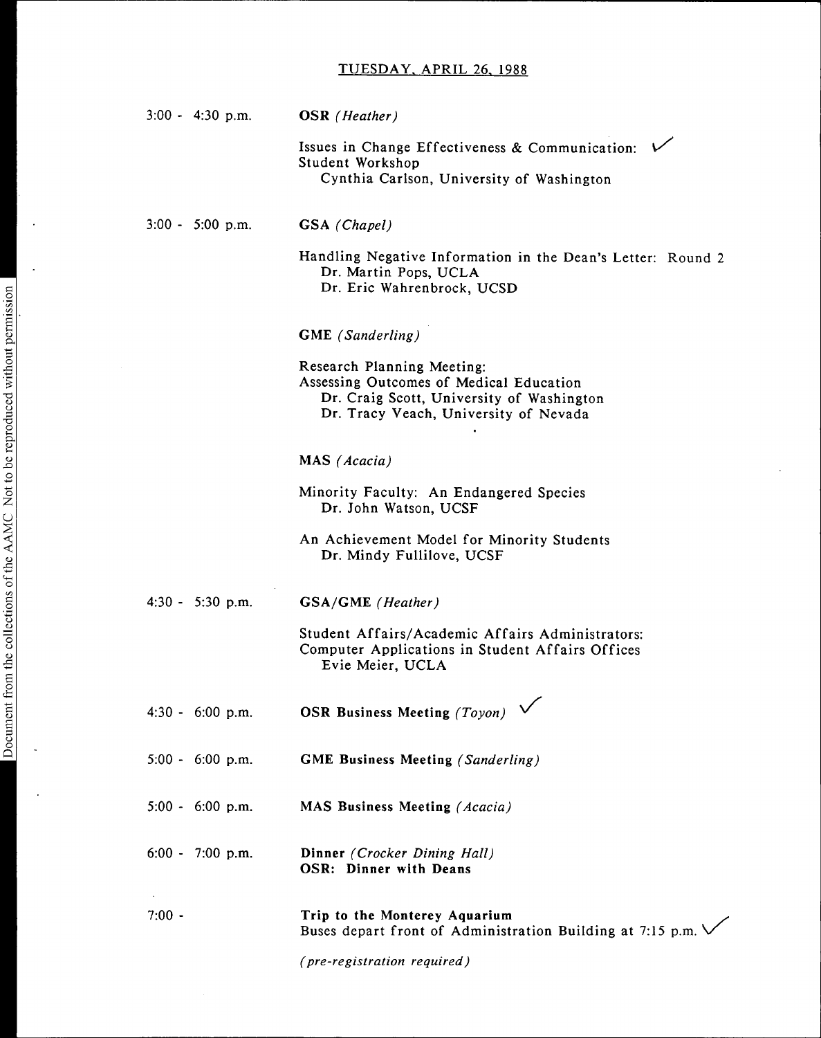## TUESDAY, APRIL 26, 1988

**3:00 - 4:30 p.m.** — **OSR** *(Heather)*

Issues in Change Effectiveness & Communication: ✓
Student Workshop
Cynthia Carlson, University of Washington

**3:00 - 5:00 p.m.** — **GSA** *(Chapel)*

Handling Negative Information in the Dean's Letter: Round 2
Dr. Martin Pops, UCLA
Dr. Eric Wahrenbrock, UCSD

**GME** *(Sanderling)*

Research Planning Meeting:
Assessing Outcomes of Medical Education
Dr. Craig Scott, University of Washington
Dr. Tracy Veach, University of Nevada

**MAS** *(Acacia)*

Minority Faculty: An Endangered Species
Dr. John Watson, UCSF

An Achievement Model for Minority Students
Dr. Mindy Fullilove, UCSF

**4:30 - 5:30 p.m.** — **GSA/GME** *(Heather)*

Student Affairs/Academic Affairs Administrators:
Computer Applications in Student Affairs Offices
Evie Meier, UCLA

**4:30 - 6:00 p.m.** — **OSR Business Meeting** *(Toyon)* ✓

**5:00 - 6:00 p.m.** — **GME Business Meeting** *(Sanderling)*

**5:00 - 6:00 p.m.** — **MAS Business Meeting** *(Acacia)*

**6:00 - 7:00 p.m.** — **Dinner** *(Crocker Dining Hall)*
**OSR: Dinner with Deans**

**7:00 -** — **Trip to the Monterey Aquarium**
Buses depart front of Administration Building at 7:15 p.m. ✓

*(pre-registration required)*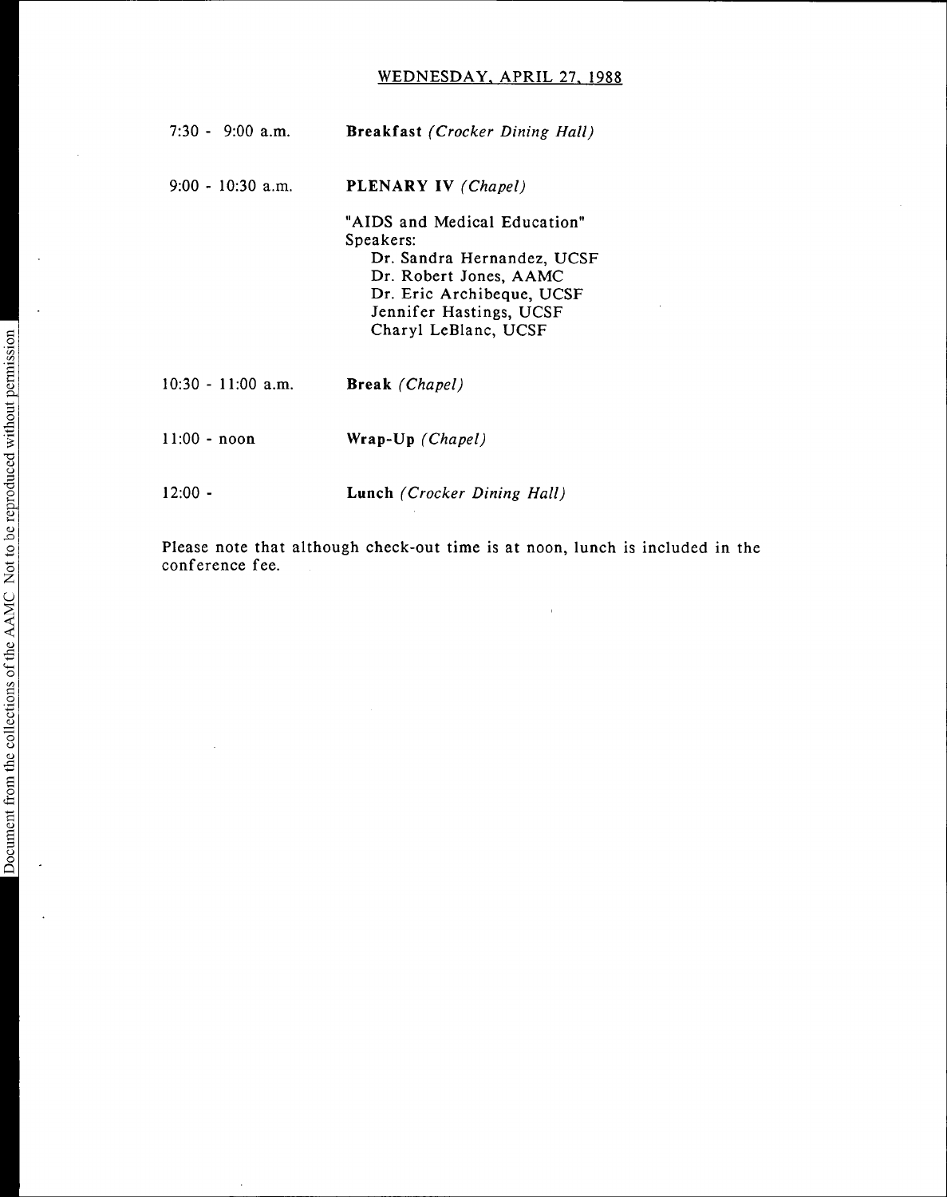## WEDNESDAY, APRIL 27, 1988

| | |
|---|---|
| 7:30 - 9:00 a.m. | **Breakfast** *(Crocker Dining Hall)* |
| 9:00 - 10:30 a.m. | **PLENARY IV** *(Chapel)*<br><br>"AIDS and Medical Education"<br>Speakers:<br>Dr. Sandra Hernandez, UCSF<br>Dr. Robert Jones, AAMC<br>Dr. Eric Archibeque, UCSF<br>Jennifer Hastings, UCSF<br>Charyl LeBlanc, UCSF |
| 10:30 - 11:00 a.m. | **Break** *(Chapel)* |
| 11:00 - noon | **Wrap-Up** *(Chapel)* |
| 12:00 - | **Lunch** *(Crocker Dining Hall)* |

Please note that although check-out time is at noon, lunch is included in the conference fee.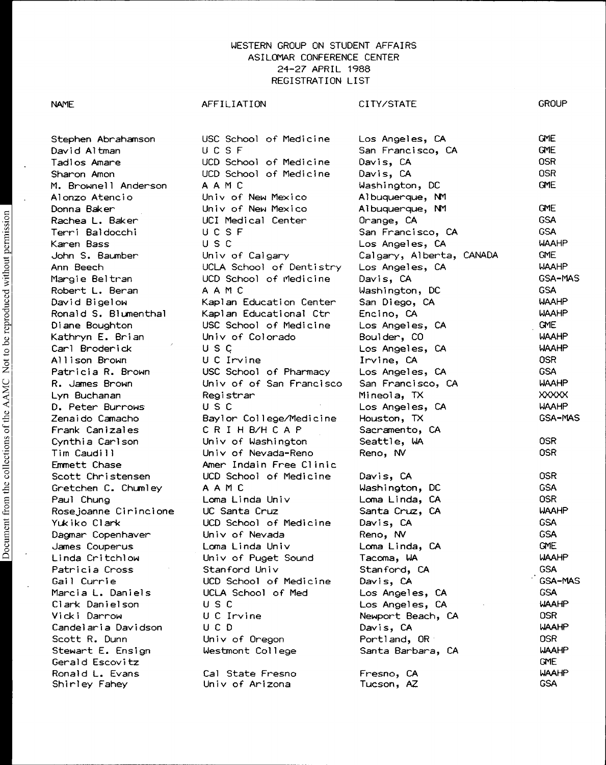WESTERN GROUP ON STUDENT AFFAIRS
ASILOMAR CONFERENCE CENTER
24-27 APRIL 1988
REGISTRATION LIST

| NAME | AFFILIATION | CITY/STATE | GROUP |
|---|---|---|---|
| Stephen Abrahamson | USC School of Medicine | Los Angeles, CA | GME |
| David Altman | U C S F | San Francisco, CA | GME |
| Tadlos Amare | UCD School of Medicine | Davis, CA | OSR |
| Sharon Amon | UCD School of Medicine | Davis, CA | OSR |
| M. Brownell Anderson | A A M C | Washington, DC | GME |
| Alonzo Atencio | Univ of New Mexico | Albuquerque, NM | |
| Donna Baker | Univ of New Mexico | Albuquerque, NM | GME |
| Rachea L. Baker | UCI Medical Center | Orange, CA | GSA |
| Terri Baldocchi | U C S F | San Francisco, CA | GSA |
| Karen Bass | U S C | Los Angeles, CA | WAAHP |
| John S. Baumber | Univ of Calgary | Calgary, Alberta, CANADA | GME |
| Ann Beech | UCLA School of Dentistry | Los Angeles, CA | WAAHP |
| Margie Beltran | UCD School of Medicine | Davis, CA | GSA-MAS |
| Robert L. Beran | A A M C | Washington, DC | GSA |
| David Bigelow | Kaplan Education Center | San Diego, CA | WAAHP |
| Ronald S. Blumenthal | Kaplan Educational Ctr | Encino, CA | WAAHP |
| Diane Boughton | USC School of Medicine | Los Angeles, CA | GME |
| Kathryn E. Brian | Univ of Colorado | Boulder, CO | WAAHP |
| Carl Broderick | U S C | Los Angeles, CA | WAAHP |
| Allison Brown | U C Irvine | Irvine, CA | OSR |
| Patricia R. Brown | USC School of Pharmacy | Los Angeles, CA | GSA |
| R. James Brown | Univ of of San Francisco | San Francisco, CA | WAAHP |
| Lyn Buchanan | Registrar | Mineola, TX | XXXXX |
| D. Peter Burrows | U S C | Los Angeles, CA | WAAHP |
| Zenaido Camacho | Baylor College/Medicine | Houston, TX | GSA-MAS |
| Frank Canizales | C R I H B/H C A P | Sacramento, CA | |
| Cynthia Carlson | Univ of Washington | Seattle, WA | OSR |
| Tim Caudill | Univ of Nevada-Reno | Reno, NV | OSR |
| Emmett Chase | Amer Indain Free Clinic | | |
| Scott Christensen | UCD School of Medicine | Davis, CA | OSR |
| Gretchen C. Chumley | A A M C | Washington, DC | GSA |
| Paul Chung | Loma Linda Univ | Loma Linda, CA | OSR |
| Rosejoanne Cirincione | UC Santa Cruz | Santa Cruz, CA | WAAHP |
| Yukiko Clark | UCD School of Medicine | Davis, CA | GSA |
| Dagmar Copenhaver | Univ of Nevada | Reno, NV | GSA |
| James Couperus | Loma Linda Univ | Loma Linda, CA | GME |
| Linda Critchlow | Univ of Puget Sound | Tacoma, WA | WAAHP |
| Patricia Cross | Stanford Univ | Stanford, CA | GSA |
| Gail Currie | UCD School of Medicine | Davis, CA | GSA-MAS |
| Marcia L. Daniels | UCLA School of Med | Los Angeles, CA | GSA |
| Clark Danielson | U S C | Los Angeles, CA | WAAHP |
| Vicki Darrow | U C Irvine | Newport Beach, CA | OSR |
| Candelaria Davidson | U C D | Davis, CA | WAAHP |
| Scott R. Dunn | Univ of Oregon | Portland, OR | OSR |
| Stewart E. Ensign | Westmont College | Santa Barbara, CA | WAAHP |
| Gerald Escovitz | | | GME |
| Ronald L. Evans | Cal State Fresno | Fresno, CA | WAAHP |
| Shirley Fahey | Univ of Arizona | Tucson, AZ | GSA |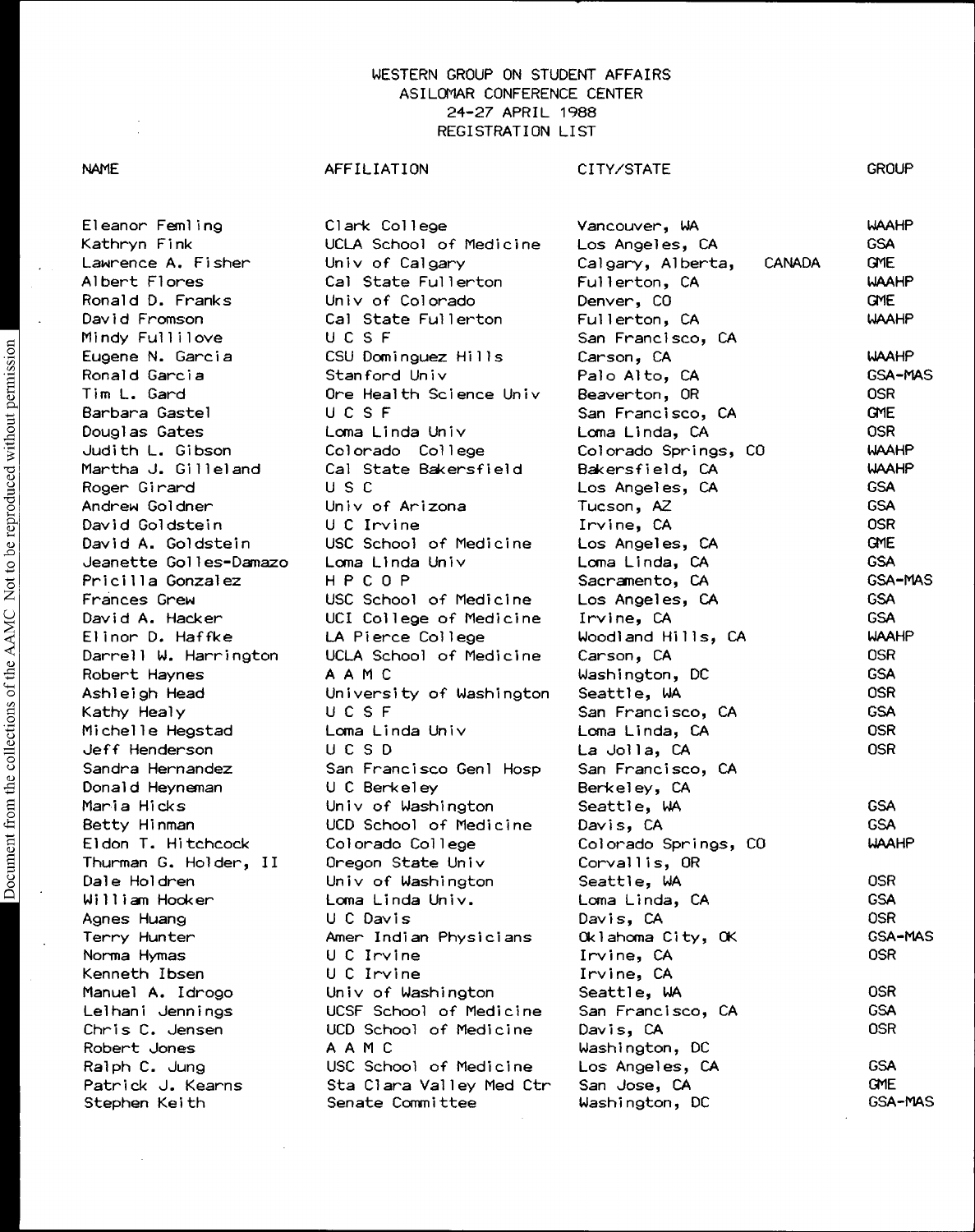WESTERN GROUP ON STUDENT AFFAIRS
ASILOMAR CONFERENCE CENTER
24-27 APRIL 1988
REGISTRATION LIST

| NAME | AFFILIATION | CITY/STATE | GROUP |
|---|---|---|---|
| Eleanor Femling | Clark College | Vancouver, WA | WAAHP |
| Kathryn Fink | UCLA School of Medicine | Los Angeles, CA | GSA |
| Lawrence A. Fisher | Univ of Calgary | Calgary, Alberta, CANADA | GME |
| Albert Flores | Cal State Fullerton | Fullerton, CA | WAAHP |
| Ronald D. Franks | Univ of Colorado | Denver, CO | GME |
| David Fromson | Cal State Fullerton | Fullerton, CA | WAAHP |
| Mindy Fullilove | U C S F | San Francisco, CA | |
| Eugene N. Garcia | CSU Dominguez Hills | Carson, CA | WAAHP |
| Ronald Garcia | Stanford Univ | Palo Alto, CA | GSA-MAS |
| Tim L. Gard | Ore Health Science Univ | Beaverton, OR | OSR |
| Barbara Gastel | U C S F | San Francisco, CA | GME |
| Douglas Gates | Loma Linda Univ | Loma Linda, CA | OSR |
| Judith L. Gibson | Colorado College | Colorado Springs, CO | WAAHP |
| Martha J. Gilleland | Cal State Bakersfield | Bakersfield, CA | WAAHP |
| Roger Girard | U S C | Los Angeles, CA | GSA |
| Andrew Goldner | Univ of Arizona | Tucson, AZ | GSA |
| David Goldstein | U C Irvine | Irvine, CA | OSR |
| David A. Goldstein | USC School of Medicine | Los Angeles, CA | GME |
| Jeanette Golles-Damazo | Loma Linda Univ | Loma Linda, CA | GSA |
| Pricilla Gonzalez | H P C O P | Sacramento, CA | GSA-MAS |
| Frances Grew | USC School of Medicine | Los Angeles, CA | GSA |
| David A. Hacker | UCI College of Medicine | Irvine, CA | GSA |
| Elinor D. Haffke | LA Pierce College | Woodland Hills, CA | WAAHP |
| Darrell W. Harrington | UCLA School of Medicine | Carson, CA | OSR |
| Robert Haynes | A A M C | Washington, DC | GSA |
| Ashleigh Head | University of Washington | Seattle, WA | OSR |
| Kathy Healy | U C S F | San Francisco, CA | GSA |
| Michelle Hegstad | Loma Linda Univ | Loma Linda, CA | OSR |
| Jeff Henderson | U C S D | La Jolla, CA | OSR |
| Sandra Hernandez | San Francisco Genl Hosp | San Francisco, CA | |
| Donald Heyneman | U C Berkeley | Berkeley, CA | |
| Maria Hicks | Univ of Washington | Seattle, WA | GSA |
| Betty Hinman | UCD School of Medicine | Davis, CA | GSA |
| Eldon T. Hitchcock | Colorado College | Colorado Springs, CO | WAAHP |
| Thurman G. Holder, II | Oregon State Univ | Corvallis, OR | |
| Dale Holdren | Univ of Washington | Seattle, WA | OSR |
| William Hooker | Loma Linda Univ. | Loma Linda, CA | GSA |
| Agnes Huang | U C Davis | Davis, CA | OSR |
| Terry Hunter | Amer Indian Physicians | Oklahoma City, OK | GSA-MAS |
| Norma Hymas | U C Irvine | Irvine, CA | OSR |
| Kenneth Ibsen | U C Irvine | Irvine, CA | |
| Manuel A. Idrogo | Univ of Washington | Seattle, WA | OSR |
| Lelhani Jennings | UCSF School of Medicine | San Francisco, CA | GSA |
| Chris C. Jensen | UCD School of Medicine | Davis, CA | OSR |
| Robert Jones | A A M C | Washington, DC | |
| Ralph C. Jung | USC School of Medicine | Los Angeles, CA | GSA |
| Patrick J. Kearns | Sta Clara Valley Med Ctr | San Jose, CA | GME |
| Stephen Keith | Senate Committee | Washington, DC | GSA-MAS |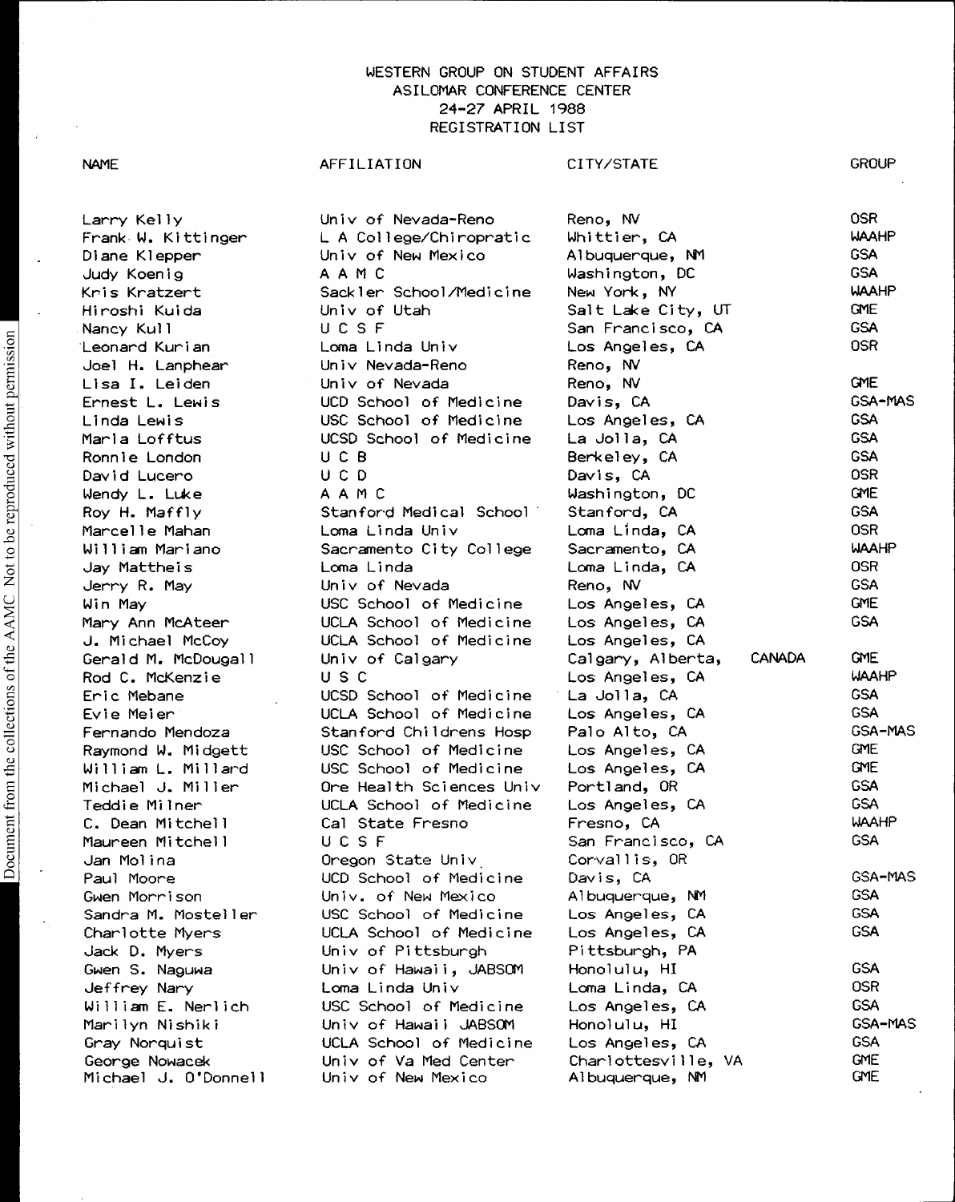WESTERN GROUP ON STUDENT AFFAIRS
ASILOMAR CONFERENCE CENTER
24-27 APRIL 1988
REGISTRATION LIST

| NAME | AFFILIATION | CITY/STATE | GROUP |
|---|---|---|---|
| Larry Kelly | Univ of Nevada-Reno | Reno, NV | OSR |
| Frank W. Kittinger | L A College/Chiropratic | Whittier, CA | WAAHP |
| Diane Klepper | Univ of New Mexico | Albuquerque, NM | GSA |
| Judy Koenig | A A M C | Washington, DC | GSA |
| Kris Kratzert | Sackler School/Medicine | New York, NY | WAAHP |
| Hiroshi Kuida | Univ of Utah | Salt Lake City, UT | GME |
| Nancy Kull | U C S F | San Francisco, CA | GSA |
| Leonard Kurian | Loma Linda Univ | Los Angeles, CA | OSR |
| Joel H. Lanphear | Univ Nevada-Reno | Reno, NV | |
| Lisa I. Leiden | Univ of Nevada | Reno, NV | GME |
| Ernest L. Lewis | UCD School of Medicine | Davis, CA | GSA-MAS |
| Linda Lewis | USC School of Medicine | Los Angeles, CA | GSA |
| Marla Lofftus | UCSD School of Medicine | La Jolla, CA | GSA |
| Ronnie London | U C B | Berkeley, CA | GSA |
| David Lucero | U C D | Davis, CA | OSR |
| Wendy L. Luke | A A M C | Washington, DC | GME |
| Roy H. Maffly | Stanford Medical School | Stanford, CA | GSA |
| Marcelle Mahan | Loma Linda Univ | Loma Linda, CA | OSR |
| William Mariano | Sacramento City College | Sacramento, CA | WAAHP |
| Jay Mattheis | Loma Linda | Loma Linda, CA | OSR |
| Jerry R. May | Univ of Nevada | Reno, NV | GSA |
| Win May | USC School of Medicine | Los Angeles, CA | GME |
| Mary Ann McAteer | UCLA School of Medicine | Los Angeles, CA | GSA |
| J. Michael McCoy | UCLA School of Medicine | Los Angeles, CA | |
| Gerald M. McDougall | Univ of Calgary | Calgary, Alberta, CANADA | GME |
| Rod C. McKenzie | U S C | Los Angeles, CA | WAAHP |
| Eric Mebane | UCSD School of Medicine | La Jolla, CA | GSA |
| Evie Meier | UCLA School of Medicine | Los Angeles, CA | GSA |
| Fernando Mendoza | Stanford Childrens Hosp | Palo Alto, CA | GSA-MAS |
| Raymond W. Midgett | USC School of Medicine | Los Angeles, CA | GME |
| William L. Millard | USC School of Medicine | Los Angeles, CA | GME |
| Michael J. Miller | Ore Health Sciences Univ | Portland, OR | GSA |
| Teddie Milner | UCLA School of Medicine | Los Angeles, CA | GSA |
| C. Dean Mitchell | Cal State Fresno | Fresno, CA | WAAHP |
| Maureen Mitchell | U C S F | San Francisco, CA | GSA |
| Jan Molina | Oregon State Univ | Corvallis, OR | |
| Paul Moore | UCD School of Medicine | Davis, CA | GSA-MAS |
| Gwen Morrison | Univ. of New Mexico | Albuquerque, NM | GSA |
| Sandra M. Mosteller | USC School of Medicine | Los Angeles, CA | GSA |
| Charlotte Myers | UCLA School of Medicine | Los Angeles, CA | GSA |
| Jack D. Myers | Univ of Pittsburgh | Pittsburgh, PA | |
| Gwen S. Naguwa | Univ of Hawaii, JABSOM | Honolulu, HI | GSA |
| Jeffrey Nary | Loma Linda Univ | Loma Linda, CA | OSR |
| William E. Nerlich | USC School of Medicine | Los Angeles, CA | GSA |
| Marilyn Nishiki | Univ of Hawaii JABSOM | Honolulu, HI | GSA-MAS |
| Gray Norquist | UCLA School of Medicine | Los Angeles, CA | GSA |
| George Nowacek | Univ of Va Med Center | Charlottesville, VA | GME |
| Michael J. O'Donnell | Univ of New Mexico | Albuquerque, NM | GME |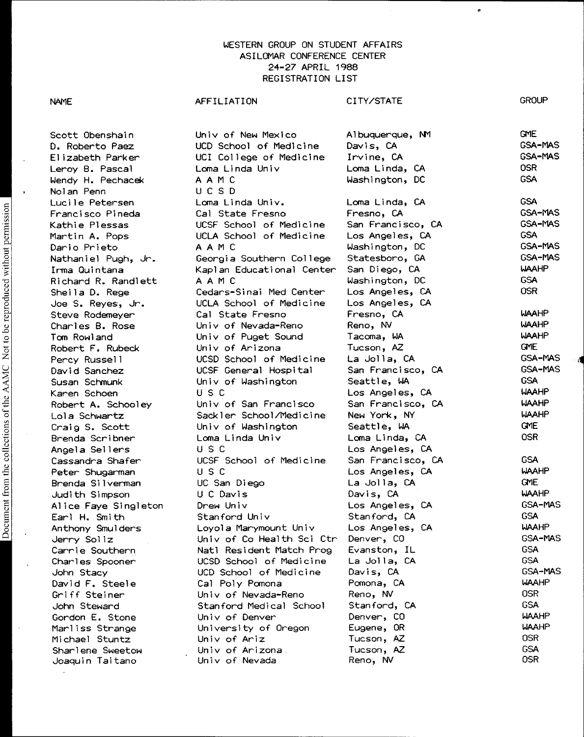WESTERN GROUP ON STUDENT AFFAIRS
ASILOMAR CONFERENCE CENTER
24-27 APRIL 1988
REGISTRATION LIST

| NAME | AFFILIATION | CITY/STATE | GROUP |
|---|---|---|---|
| Scott Obenshain | Univ of New Mexico | Albuquerque, NM | GME |
| D. Roberto Paez | UCD School of Medicine | Davis, CA | GSA-MAS |
| Elizabeth Parker | UCI College of Medicine | Irvine, CA | GSA-MAS |
| Leroy B. Pascal | Loma Linda Univ | Loma Linda, CA | OSR |
| Wendy H. Pechacek | A A M C | Washington, DC | GSA |
| Nolan Penn | U C S D | | |
| Lucile Petersen | Loma Linda Univ. | Loma Linda, CA | GSA |
| Francisco Pineda | Cal State Fresno | Fresno, CA | GSA-MAS |
| Kathie Plessas | UCSF School of Medicine | San Francisco, CA | GSA-MAS |
| Martin A. Pops | UCLA School of Medicine | Los Angeles, CA | GSA |
| Dario Prieto | A A M C | Washington, DC | GSA-MAS |
| Nathaniel Pugh, Jr. | Georgia Southern College | Statesboro, GA | GSA-MAS |
| Irma Quintana | Kaplan Educational Center | San Diego, CA | WAAHP |
| Richard R. Randlett | A A M C | Washington, DC | GSA |
| Sheila D. Rege | Cedars-Sinai Med Center | Los Angeles, CA | OSR |
| Joe S. Reyes, Jr. | UCLA School of Medicine | Los Angeles, CA | |
| Steve Rodemeyer | Cal State Fresno | Fresno, CA | WAAHP |
| Charles B. Rose | Univ of Nevada-Reno | Reno, NV | WAAHP |
| Tom Rowland | Univ of Puget Sound | Tacoma, WA | WAAHP |
| Robert F. Rubeck | Univ of Arizona | Tucson, AZ | GME |
| Percy Russell | UCSD School of Medicine | La Jolla, CA | GSA-MAS |
| David Sanchez | UCSF General Hospital | San Francisco, CA | GSA-MAS |
| Susan Schmunk | Univ of Washington | Seattle, WA | GSA |
| Karen Schoen | U S C | Los Angeles, CA | WAAHP |
| Robert A. Schooley | Univ of San Francisco | San Francisco, CA | WAAHP |
| Lola Schwartz | Sackler School/Medicine | New York, NY | WAAHP |
| Craig S. Scott | Univ of Washington | Seattle, WA | GME |
| Brenda Scribner | Loma Linda Univ | Loma Linda, CA | OSR |
| Angela Sellers | U S C | Los Angeles, CA | |
| Cassandra Shafer | UCSF School of Medicine | San Francisco, CA | GSA |
| Peter Shugarman | U S C | Los Angeles, CA | WAAHP |
| Brenda Silverman | UC San Diego | La Jolla, CA | GME |
| Judith Simpson | U C Davis | Davis, CA | WAAHP |
| Alice Faye Singleton | Drew Univ | Los Angeles, CA | GSA-MAS |
| Earl H. Smith | Stanford Univ | Stanford, CA | GSA |
| Anthony Smulders | Loyola Marymount Univ | Los Angeles, CA | WAAHP |
| Jerry Soliz | Univ of Co Health Sci Ctr | Denver, CO | GSA-MAS |
| Carrie Southern | Natl Resident Match Prog | Evanston, IL | GSA |
| Charles Spooner | UCSD School of Medicine | La Jolla, CA | GSA |
| John Stacy | UCD School of Medicine | Davis, CA | GSA-MAS |
| David F. Steele | Cal Poly Pomona | Pomona, CA | WAAHP |
| Griff Steiner | Univ of Nevada-Reno | Reno, NV | OSR |
| John Steward | Stanford Medical School | Stanford, CA | GSA |
| Gordon E. Stone | Univ of Denver | Denver, CO | WAAHP |
| Marliss Strange | University of Oregon | Eugene, OR | WAAHP |
| Michael Stuntz | Univ of Ariz | Tucson, AZ | OSR |
| Sharlene Sweetow | Univ of Arizona | Tucson, AZ | GSA |
| Joaquin Taitano | Univ of Nevada | Reno, NV | OSR |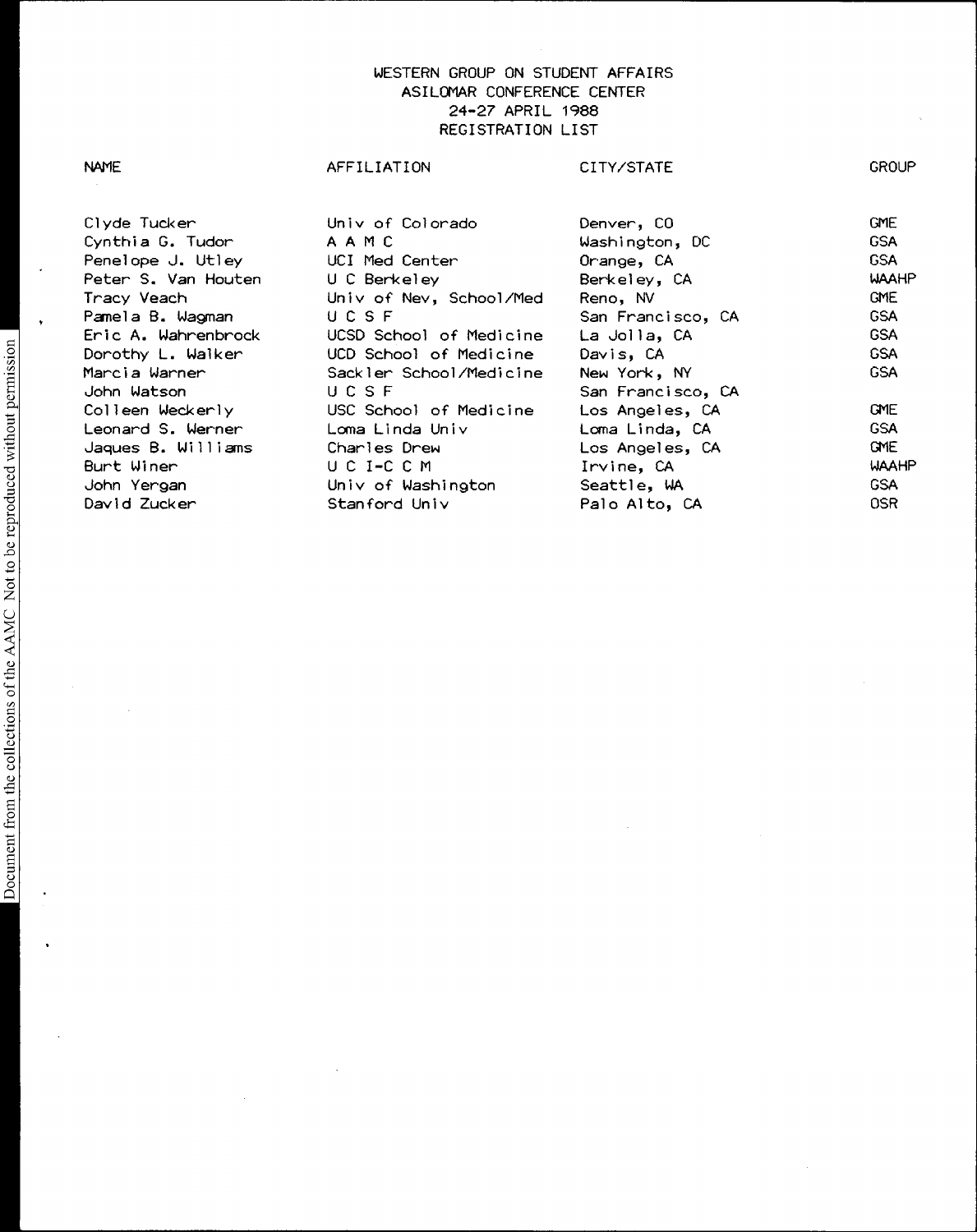WESTERN GROUP ON STUDENT AFFAIRS
ASILOMAR CONFERENCE CENTER
24-27 APRIL 1988
REGISTRATION LIST

| NAME | AFFILIATION | CITY/STATE | GROUP |
|---|---|---|---|
| Clyde Tucker | Univ of Colorado | Denver, CO | GME |
| Cynthia G. Tudor | A A M C | Washington, DC | GSA |
| Penelope J. Utley | UCI Med Center | Orange, CA | GSA |
| Peter S. Van Houten | U C Berkeley | Berkeley, CA | WAAHP |
| Tracy Veach | Univ of Nev, School/Med | Reno, NV | GME |
| Pamela B. Wagman | U C S F | San Francisco, CA | GSA |
| Eric A. Wahrenbrock | UCSD School of Medicine | La Jolla, CA | GSA |
| Dorothy L. Walker | UCD School of Medicine | Davis, CA | GSA |
| Marcia Warner | Sackler School/Medicine | New York, NY | GSA |
| John Watson | U C S F | San Francisco, CA | |
| Colleen Weckerly | USC School of Medicine | Los Angeles, CA | GME |
| Leonard S. Werner | Loma Linda Univ | Loma Linda, CA | GSA |
| Jaques B. Williams | Charles Drew | Los Angeles, CA | GME |
| Burt Winer | U C I-C C M | Irvine, CA | WAAHP |
| John Yergan | Univ of Washington | Seattle, WA | GSA |
| David Zucker | Stanford Univ | Palo Alto, CA | OSR |

Document from the collections of the AAMC Not to be reproduced without permission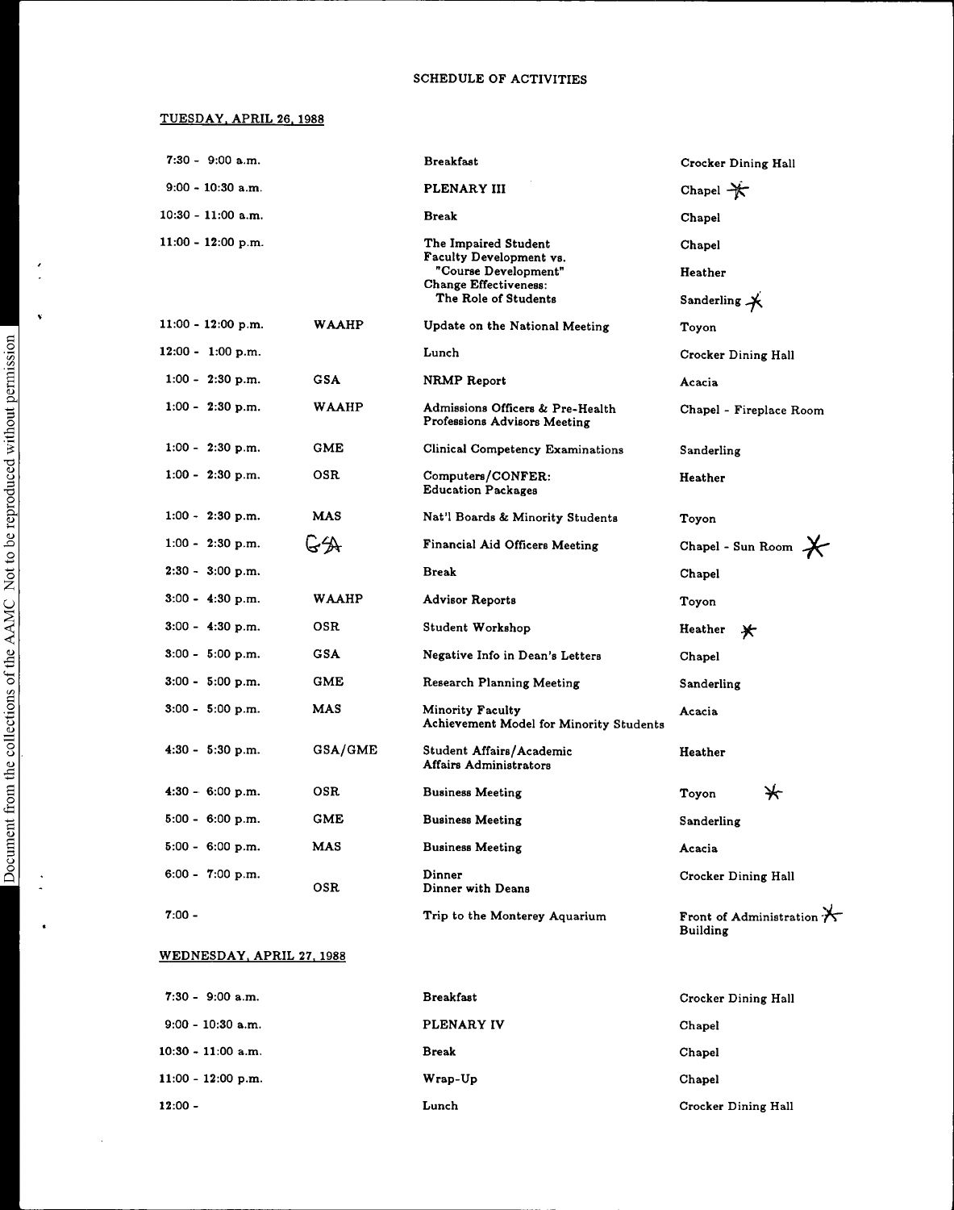# SCHEDULE OF ACTIVITIES

## TUESDAY, APRIL 26, 1988

| | | | |
|---|---|---|---|
| 7:30 - 9:00 a.m. | | Breakfast | Crocker Dining Hall |
| 9:00 - 10:30 a.m. | | PLENARY III | Chapel * |
| 10:30 - 11:00 a.m. | | Break | Chapel |
| 11:00 - 12:00 p.m. | | The Impaired Student | Chapel |
| | | Faculty Development vs. "Course Development" | Heather |
| | | Change Effectiveness: The Role of Students | Sanderling * |
| 11:00 - 12:00 p.m. | WAAHP | Update on the National Meeting | Toyon |
| 12:00 - 1:00 p.m. | | Lunch | Crocker Dining Hall |
| 1:00 - 2:30 p.m. | GSA | NRMP Report | Acacia |
| 1:00 - 2:30 p.m. | WAAHP | Admissions Officers & Pre-Health Professions Advisors Meeting | Chapel - Fireplace Room |
| 1:00 - 2:30 p.m. | GME | Clinical Competency Examinations | Sanderling |
| 1:00 - 2:30 p.m. | OSR | Computers/CONFER: Education Packages | Heather |
| 1:00 - 2:30 p.m. | MAS | Nat'l Boards & Minority Students | Toyon |
| 1:00 - 2:30 p.m. | GSA | Financial Aid Officers Meeting | Chapel - Sun Room * |
| 2:30 - 3:00 p.m. | | Break | Chapel |
| 3:00 - 4:30 p.m. | WAAHP | Advisor Reports | Toyon |
| 3:00 - 4:30 p.m. | OSR | Student Workshop | Heather * |
| 3:00 - 5:00 p.m. | GSA | Negative Info in Dean's Letters | Chapel |
| 3:00 - 5:00 p.m. | GME | Research Planning Meeting | Sanderling |
| 3:00 - 5:00 p.m. | MAS | Minority Faculty Achievement Model for Minority Students | Acacia |
| 4:30 - 5:30 p.m. | GSA/GME | Student Affairs/Academic Affairs Administrators | Heather |
| 4:30 - 6:00 p.m. | OSR | Business Meeting | Toyon * |
| 5:00 - 6:00 p.m. | GME | Business Meeting | Sanderling |
| 5:00 - 6:00 p.m. | MAS | Business Meeting | Acacia |
| 6:00 - 7:00 p.m. | | Dinner | Crocker Dining Hall |
| | OSR | Dinner with Deans | |
| 7:00 - | | Trip to the Monterey Aquarium | Front of Administration Building * |

## WEDNESDAY, APRIL 27, 1988

| | | |
|---|---|---|
| 7:30 - 9:00 a.m. | Breakfast | Crocker Dining Hall |
| 9:00 - 10:30 a.m. | PLENARY IV | Chapel |
| 10:30 - 11:00 a.m. | Break | Chapel |
| 11:00 - 12:00 p.m. | Wrap-Up | Chapel |
| 12:00 - | Lunch | Crocker Dining Hall |